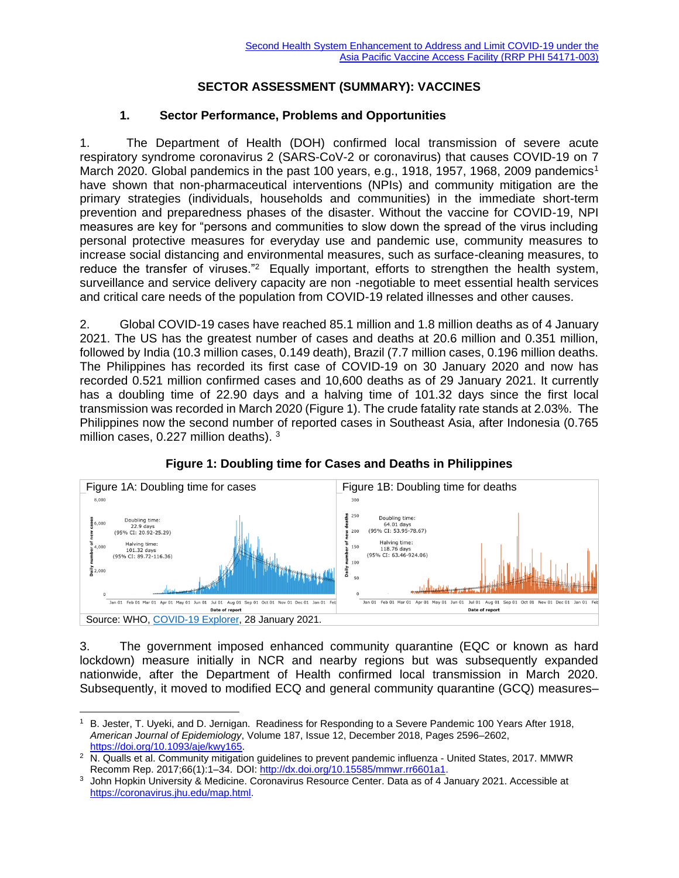Second Health System Enhancement to Address and Limit COVID-19 under the Asia Pacific Vaccine Access Facility (RRP PHI 54171-003)

# SECTOR ASSESSMENT (SUMMARY): VACCINES

## 1. Sector Performance, Problems and Opportunities

1. The Department of Health (DOH) confirmed local transmission of severe acute respiratory syndrome coronavirus 2 (SARS-CoV-2 or coronavirus) that causes COVID-19 on 7 March 2020. Global pandemics in the past 100 years, e.g., 1918, 1957, 1968, 2009 pandemics[1] have shown that non-pharmaceutical interventions (NPIs) and community mitigation are the primary strategies (individuals, households and communities) in the immediate short-term prevention and preparedness phases of the disaster. Without the vaccine for COVID-19, NPI measures are key for "persons and communities to slow down the spread of the virus including personal protective measures for everyday use and pandemic use, community measures to increase social distancing and environmental measures, such as surface-cleaning measures, to reduce the transfer of viruses."[2] Equally important, efforts to strengthen the health system, surveillance and service delivery capacity are non -negotiable to meet essential health services and critical care needs of the population from COVID-19 related illnesses and other causes.

2. Global COVID-19 cases have reached 85.1 million and 1.8 million deaths as of 4 January 2021. The US has the greatest number of cases and deaths at 20.6 million and 0.351 million, followed by India (10.3 million cases, 0.149 death), Brazil (7.7 million cases, 0.196 million deaths. The Philippines has recorded its first case of COVID-19 on 30 January 2020 and now has recorded 0.521 million confirmed cases and 10,600 deaths as of 29 January 2021. It currently has a doubling time of 22.90 days and a halving time of 101.32 days since the first local transmission was recorded in March 2020 (Figure 1). The crude fatality rate stands at 2.03%. The Philippines now the second number of reported cases in Southeast Asia, after Indonesia (0.765 million cases, 0.227 million deaths). [3]

**Figure 1: Doubling time for Cases and Deaths in Philippines**

| Figure 1A: Doubling time for cases | Figure 1B: Doubling time for deaths |
| --- | --- |
| Doubling time: 22.9 days (95% CI: 20.92-25.29); Halving time: 101.32 days (95% CI: 89.72-116.36) | Doubling time: 64.01 days (95% CI: 53.95-78.67); Halving time: 118.76 days (95% CI: 63.46-924.06) |

Source: WHO, COVID-19 Explorer, 28 January 2021.

3. The government imposed enhanced community quarantine (EQC or known as hard lockdown) measure initially in NCR and nearby regions but was subsequently expanded nationwide, after the Department of Health confirmed local transmission in March 2020. Subsequently, it moved to modified ECQ and general community quarantine (GCQ) measures–

---

[1] B. Jester, T. Uyeki, and D. Jernigan. Readiness for Responding to a Severe Pandemic 100 Years After 1918, *American Journal of Epidemiology*, Volume 187, Issue 12, December 2018, Pages 2596–2602, https://doi.org/10.1093/aje/kwy165.

[2] N. Qualls et al. Community mitigation guidelines to prevent pandemic influenza - United States, 2017. MMWR Recomm Rep. 2017;66(1):1–34. DOI: http://dx.doi.org/10.15585/mmwr.rr6601a1.

[3] John Hopkin University & Medicine. Coronavirus Resource Center. Data as of 4 January 2021. Accessible at https://coronavirus.jhu.edu/map.html.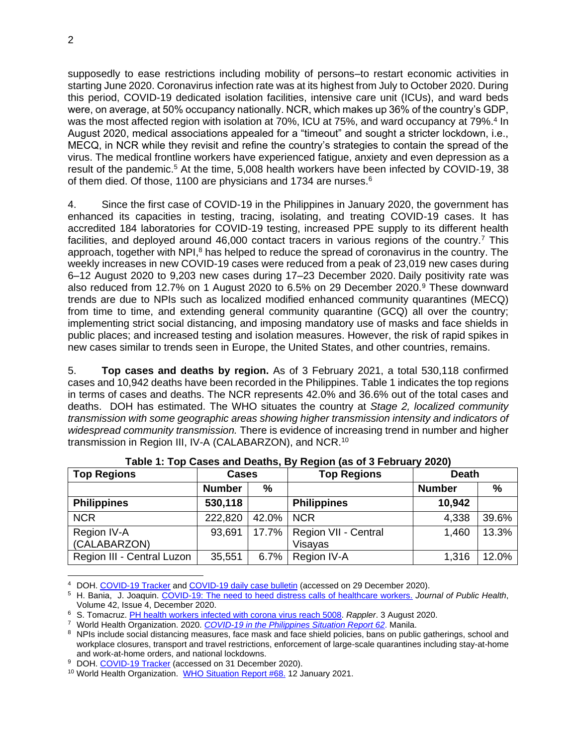supposedly to ease restrictions including mobility of persons–to restart economic activities in starting June 2020. Coronavirus infection rate was at its highest from July to October 2020. During this period, COVID-19 dedicated isolation facilities, intensive care unit (ICUs), and ward beds were, on average, at 50% occupancy nationally. NCR, which makes up 36% of the country's GDP, was the most affected region with isolation at 70%, ICU at 75%, and ward occupancy at 79%.[4] In August 2020, medical associations appealed for a "timeout" and sought a stricter lockdown, i.e., MECQ, in NCR while they revisit and refine the country's strategies to contain the spread of the virus. The medical frontline workers have experienced fatigue, anxiety and even depression as a result of the pandemic.[5] At the time, 5,008 health workers have been infected by COVID-19, 38 of them died. Of those, 1100 are physicians and 1734 are nurses.[6]

4. Since the first case of COVID-19 in the Philippines in January 2020, the government has enhanced its capacities in testing, tracing, isolating, and treating COVID-19 cases. It has accredited 184 laboratories for COVID-19 testing, increased PPE supply to its different health facilities, and deployed around 46,000 contact tracers in various regions of the country.[7] This approach, together with NPI,[8] has helped to reduce the spread of coronavirus in the country. The weekly increases in new COVID-19 cases were reduced from a peak of 23,019 new cases during 6–12 August 2020 to 9,203 new cases during 17–23 December 2020. Daily positivity rate was also reduced from 12.7% on 1 August 2020 to 6.5% on 29 December 2020.[9] These downward trends are due to NPIs such as localized modified enhanced community quarantines (MECQ) from time to time, and extending general community quarantine (GCQ) all over the country; implementing strict social distancing, and imposing mandatory use of masks and face shields in public places; and increased testing and isolation measures. However, the risk of rapid spikes in new cases similar to trends seen in Europe, the United States, and other countries, remains.

5. **Top cases and deaths by region.** As of 3 February 2021, a total 530,118 confirmed cases and 10,942 deaths have been recorded in the Philippines. Table 1 indicates the top regions in terms of cases and deaths. The NCR represents 42.0% and 36.6% out of the total cases and deaths. DOH has estimated. The WHO situates the country at *Stage 2, localized community transmission with some geographic areas showing higher transmission intensity and indicators of widespread community transmission.* There is evidence of increasing trend in number and higher transmission in Region III, IV-A (CALABARZON), and NCR.[10]

**Table 1: Top Cases and Deaths, By Region (as of 3 February 2020)**

| **Top Regions** | **Cases** | | **Top Regions** | **Death** | |
|---|---|---|---|---|---|
| | **Number** | **%** | | **Number** | **%** |
| **Philippines** | **530,118** | | **Philippines** | **10,942** | |
| NCR | 222,820 | 42.0% | NCR | 4,338 | 39.6% |
| Region IV-A (CALABARZON) | 93,691 | 17.7% | Region VII - Central Visayas | 1,460 | 13.3% |
| Region III - Central Luzon | 35,551 | 6.7% | Region IV-A | 1,316 | 12.0% |

[4] DOH. COVID-19 Tracker and COVID-19 daily case bulletin (accessed on 29 December 2020).

[5] H. Bania, J. Joaquin. COVID-19: The need to heed distress calls of healthcare workers. *Journal of Public Health*, Volume 42, Issue 4, December 2020.

[6] S. Tomacruz. PH health workers infected with corona virus reach 5008. *Rappler*. 3 August 2020.

[7] World Health Organization. 2020. *COVID-19 in the Philippines Situation Report 62*. Manila.

[8] NPIs include social distancing measures, face mask and face shield policies, bans on public gatherings, school and workplace closures, transport and travel restrictions, enforcement of large-scale quarantines including stay-at-home and work-at-home orders, and national lockdowns.

[9] DOH. COVID-19 Tracker (accessed on 31 December 2020).

[10] World Health Organization. WHO Situation Report #68. 12 January 2021.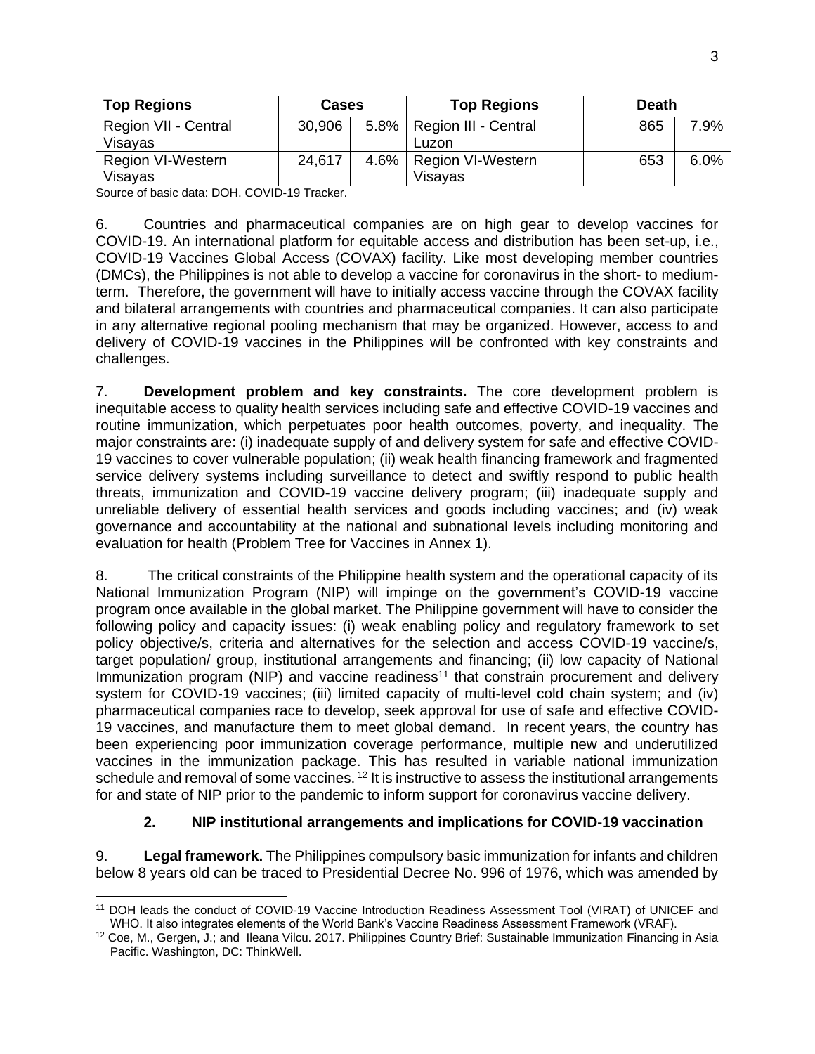| Top Regions | Cases | | Top Regions | Death | |
|---|---|---|---|---|---|
| Region VII - Central Visayas | 30,906 | 5.8% | Region III - Central Luzon | 865 | 7.9% |
| Region VI-Western Visayas | 24,617 | 4.6% | Region VI-Western Visayas | 653 | 6.0% |

Source of basic data: DOH. COVID-19 Tracker.

6. Countries and pharmaceutical companies are on high gear to develop vaccines for COVID-19. An international platform for equitable access and distribution has been set-up, i.e., COVID-19 Vaccines Global Access (COVAX) facility. Like most developing member countries (DMCs), the Philippines is not able to develop a vaccine for coronavirus in the short- to medium-term. Therefore, the government will have to initially access vaccine through the COVAX facility and bilateral arrangements with countries and pharmaceutical companies. It can also participate in any alternative regional pooling mechanism that may be organized. However, access to and delivery of COVID-19 vaccines in the Philippines will be confronted with key constraints and challenges.

7. **Development problem and key constraints.** The core development problem is inequitable access to quality health services including safe and effective COVID-19 vaccines and routine immunization, which perpetuates poor health outcomes, poverty, and inequality. The major constraints are: (i) inadequate supply of and delivery system for safe and effective COVID-19 vaccines to cover vulnerable population; (ii) weak health financing framework and fragmented service delivery systems including surveillance to detect and swiftly respond to public health threats, immunization and COVID-19 vaccine delivery program; (iii) inadequate supply and unreliable delivery of essential health services and goods including vaccines; and (iv) weak governance and accountability at the national and subnational levels including monitoring and evaluation for health (Problem Tree for Vaccines in Annex 1).

8. The critical constraints of the Philippine health system and the operational capacity of its National Immunization Program (NIP) will impinge on the government's COVID-19 vaccine program once available in the global market. The Philippine government will have to consider the following policy and capacity issues: (i) weak enabling policy and regulatory framework to set policy objective/s, criteria and alternatives for the selection and access COVID-19 vaccine/s, target population/ group, institutional arrangements and financing; (ii) low capacity of National Immunization program (NIP) and vaccine readiness[11] that constrain procurement and delivery system for COVID-19 vaccines; (iii) limited capacity of multi-level cold chain system; and (iv) pharmaceutical companies race to develop, seek approval for use of safe and effective COVID-19 vaccines, and manufacture them to meet global demand. In recent years, the country has been experiencing poor immunization coverage performance, multiple new and underutilized vaccines in the immunization package. This has resulted in variable national immunization schedule and removal of some vaccines.[12] It is instructive to assess the institutional arrangements for and state of NIP prior to the pandemic to inform support for coronavirus vaccine delivery.

### 2. NIP institutional arrangements and implications for COVID-19 vaccination

9. **Legal framework.** The Philippines compulsory basic immunization for infants and children below 8 years old can be traced to Presidential Decree No. 996 of 1976, which was amended by

[11] DOH leads the conduct of COVID-19 Vaccine Introduction Readiness Assessment Tool (VIRAT) of UNICEF and WHO. It also integrates elements of the World Bank's Vaccine Readiness Assessment Framework (VRAF).

[12] Coe, M., Gergen, J.; and Ileana Vilcu. 2017. Philippines Country Brief: Sustainable Immunization Financing in Asia Pacific. Washington, DC: ThinkWell.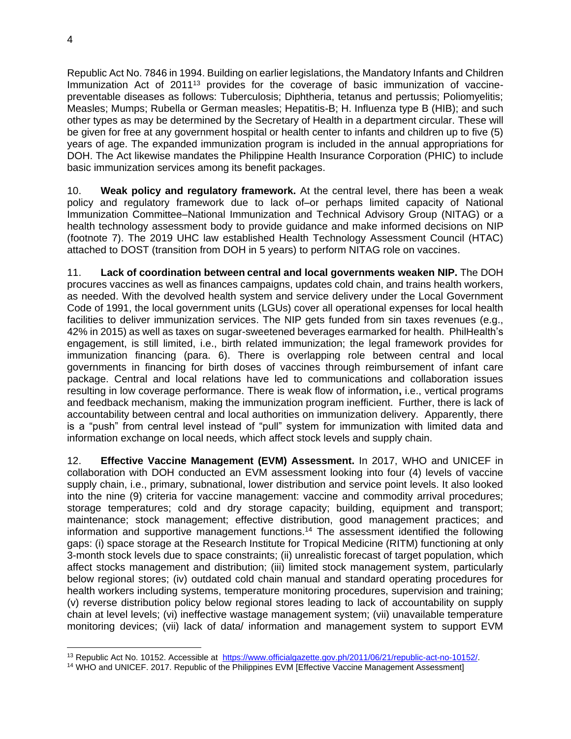Republic Act No. 7846 in 1994. Building on earlier legislations, the Mandatory Infants and Children Immunization Act of 2011[13] provides for the coverage of basic immunization of vaccine-preventable diseases as follows: Tuberculosis; Diphtheria, tetanus and pertussis; Poliomyelitis; Measles; Mumps; Rubella or German measles; Hepatitis-B; H. Influenza type B (HIB); and such other types as may be determined by the Secretary of Health in a department circular. These will be given for free at any government hospital or health center to infants and children up to five (5) years of age. The expanded immunization program is included in the annual appropriations for DOH. The Act likewise mandates the Philippine Health Insurance Corporation (PHIC) to include basic immunization services among its benefit packages.

10. **Weak policy and regulatory framework.** At the central level, there has been a weak policy and regulatory framework due to lack of–or perhaps limited capacity of National Immunization Committee–National Immunization and Technical Advisory Group (NITAG) or a health technology assessment body to provide guidance and make informed decisions on NIP (footnote 7). The 2019 UHC law established Health Technology Assessment Council (HTAC) attached to DOST (transition from DOH in 5 years) to perform NITAG role on vaccines.

11. **Lack of coordination between central and local governments weaken NIP.** The DOH procures vaccines as well as finances campaigns, updates cold chain, and trains health workers, as needed. With the devolved health system and service delivery under the Local Government Code of 1991, the local government units (LGUs) cover all operational expenses for local health facilities to deliver immunization services. The NIP gets funded from sin taxes revenues (e.g., 42% in 2015) as well as taxes on sugar-sweetened beverages earmarked for health. PhilHealth's engagement, is still limited, i.e., birth related immunization; the legal framework provides for immunization financing (para. 6). There is overlapping role between central and local governments in financing for birth doses of vaccines through reimbursement of infant care package. Central and local relations have led to communications and collaboration issues resulting in low coverage performance. There is weak flow of information**,** i.e., vertical programs and feedback mechanism, making the immunization program inefficient. Further, there is lack of accountability between central and local authorities on immunization delivery. Apparently, there is a "push" from central level instead of "pull" system for immunization with limited data and information exchange on local needs, which affect stock levels and supply chain.

12. **Effective Vaccine Management (EVM) Assessment.** In 2017, WHO and UNICEF in collaboration with DOH conducted an EVM assessment looking into four (4) levels of vaccine supply chain, i.e., primary, subnational, lower distribution and service point levels. It also looked into the nine (9) criteria for vaccine management: vaccine and commodity arrival procedures; storage temperatures; cold and dry storage capacity; building, equipment and transport; maintenance; stock management; effective distribution, good management practices; and information and supportive management functions.[14] The assessment identified the following gaps: (i) space storage at the Research Institute for Tropical Medicine (RITM) functioning at only 3-month stock levels due to space constraints; (ii) unrealistic forecast of target population, which affect stocks management and distribution; (iii) limited stock management system, particularly below regional stores; (iv) outdated cold chain manual and standard operating procedures for health workers including systems, temperature monitoring procedures, supervision and training; (v) reverse distribution policy below regional stores leading to lack of accountability on supply chain at level levels; (vi) ineffective wastage management system; (vii) unavailable temperature monitoring devices; (vii) lack of data/ information and management system to support EVM

---

[13] Republic Act No. 10152. Accessible at https://www.officialgazette.gov.ph/2011/06/21/republic-act-no-10152/.

[14] WHO and UNICEF. 2017. Republic of the Philippines EVM [Effective Vaccine Management Assessment]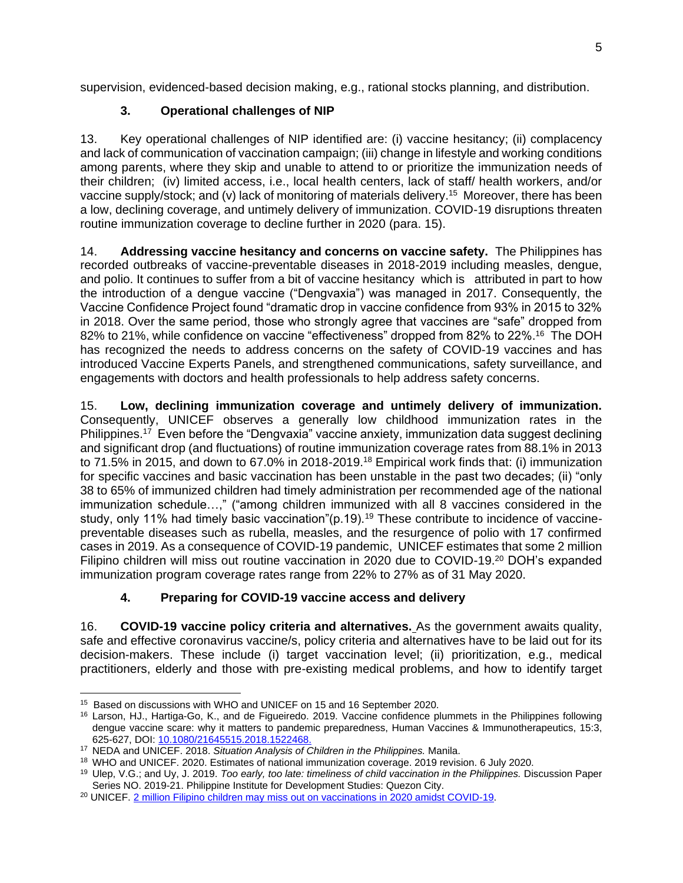supervision, evidenced-based decision making, e.g., rational stocks planning, and distribution.

### 3. Operational challenges of NIP

13. Key operational challenges of NIP identified are: (i) vaccine hesitancy; (ii) complacency and lack of communication of vaccination campaign; (iii) change in lifestyle and working conditions among parents, where they skip and unable to attend to or prioritize the immunization needs of their children; (iv) limited access, i.e., local health centers, lack of staff/ health workers, and/or vaccine supply/stock; and (v) lack of monitoring of materials delivery.[15] Moreover, there has been a low, declining coverage, and untimely delivery of immunization. COVID-19 disruptions threaten routine immunization coverage to decline further in 2020 (para. 15).

14. **Addressing vaccine hesitancy and concerns on vaccine safety.** The Philippines has recorded outbreaks of vaccine-preventable diseases in 2018-2019 including measles, dengue, and polio. It continues to suffer from a bit of vaccine hesitancy which is attributed in part to how the introduction of a dengue vaccine ("Dengvaxia") was managed in 2017. Consequently, the Vaccine Confidence Project found "dramatic drop in vaccine confidence from 93% in 2015 to 32% in 2018. Over the same period, those who strongly agree that vaccines are "safe" dropped from 82% to 21%, while confidence on vaccine "effectiveness" dropped from 82% to 22%.[16] The DOH has recognized the needs to address concerns on the safety of COVID-19 vaccines and has introduced Vaccine Experts Panels, and strengthened communications, safety surveillance, and engagements with doctors and health professionals to help address safety concerns.

15. **Low, declining immunization coverage and untimely delivery of immunization.** Consequently, UNICEF observes a generally low childhood immunization rates in the Philippines.[17] Even before the "Dengvaxia" vaccine anxiety, immunization data suggest declining and significant drop (and fluctuations) of routine immunization coverage rates from 88.1% in 2013 to 71.5% in 2015, and down to 67.0% in 2018-2019.[18] Empirical work finds that: (i) immunization for specific vaccines and basic vaccination has been unstable in the past two decades; (ii) "only 38 to 65% of immunized children had timely administration per recommended age of the national immunization schedule…," ("among children immunized with all 8 vaccines considered in the study, only 11% had timely basic vaccination"(p.19).[19] These contribute to incidence of vaccine-preventable diseases such as rubella, measles, and the resurgence of polio with 17 confirmed cases in 2019. As a consequence of COVID-19 pandemic, UNICEF estimates that some 2 million Filipino children will miss out routine vaccination in 2020 due to COVID-19.[20] DOH's expanded immunization program coverage rates range from 22% to 27% as of 31 May 2020.

### 4. Preparing for COVID-19 vaccine access and delivery

16. **COVID-19 vaccine policy criteria and alternatives.** As the government awaits quality, safe and effective coronavirus vaccine/s, policy criteria and alternatives have to be laid out for its decision-makers. These include (i) target vaccination level; (ii) prioritization, e.g., medical practitioners, elderly and those with pre-existing medical problems, and how to identify target

---

[15] Based on discussions with WHO and UNICEF on 15 and 16 September 2020.

[16] Larson, HJ., Hartiga-Go, K., and de Figueiredo. 2019. Vaccine confidence plummets in the Philippines following dengue vaccine scare: why it matters to pandemic preparedness, Human Vaccines & Immunotherapeutics, 15:3, 625-627, DOI: 10.1080/21645515.2018.1522468.

[17] NEDA and UNICEF. 2018. *Situation Analysis of Children in the Philippines.* Manila.

[18] WHO and UNICEF. 2020. Estimates of national immunization coverage. 2019 revision. 6 July 2020.

[19] Ulep, V.G.; and Uy, J. 2019. *Too early, too late: timeliness of child vaccination in the Philippines.* Discussion Paper Series NO. 2019-21. Philippine Institute for Development Studies: Quezon City.

[20] UNICEF. 2 million Filipino children may miss out on vaccinations in 2020 amidst COVID-19.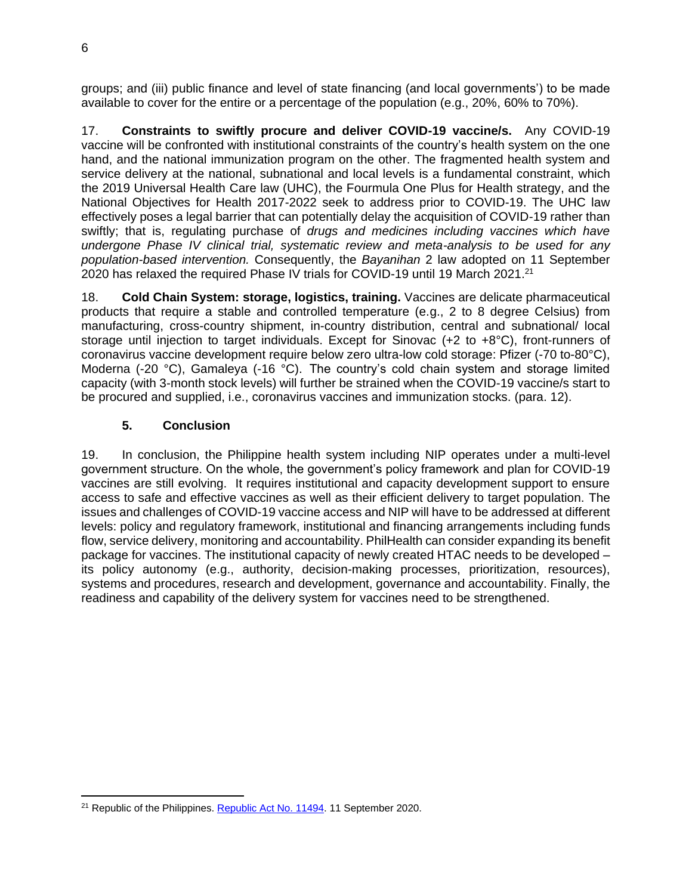groups; and (iii) public finance and level of state financing (and local governments') to be made available to cover for the entire or a percentage of the population (e.g., 20%, 60% to 70%).

17. **Constraints to swiftly procure and deliver COVID-19 vaccine/s.** Any COVID-19 vaccine will be confronted with institutional constraints of the country's health system on the one hand, and the national immunization program on the other. The fragmented health system and service delivery at the national, subnational and local levels is a fundamental constraint, which the 2019 Universal Health Care law (UHC), the Fourmula One Plus for Health strategy, and the National Objectives for Health 2017-2022 seek to address prior to COVID-19. The UHC law effectively poses a legal barrier that can potentially delay the acquisition of COVID-19 rather than swiftly; that is, regulating purchase of *drugs and medicines including vaccines which have undergone Phase IV clinical trial, systematic review and meta-analysis to be used for any population-based intervention.* Consequently, the *Bayanihan* 2 law adopted on 11 September 2020 has relaxed the required Phase IV trials for COVID-19 until 19 March 2021.[21]

18. **Cold Chain System: storage, logistics, training.** Vaccines are delicate pharmaceutical products that require a stable and controlled temperature (e.g., 2 to 8 degree Celsius) from manufacturing, cross-country shipment, in-country distribution, central and subnational/ local storage until injection to target individuals. Except for Sinovac (+2 to +8°C), front-runners of coronavirus vaccine development require below zero ultra-low cold storage: Pfizer (-70 to-80°C), Moderna (-20 °C), Gamaleya (-16 °C). The country's cold chain system and storage limited capacity (with 3-month stock levels) will further be strained when the COVID-19 vaccine/s start to be procured and supplied, i.e., coronavirus vaccines and immunization stocks. (para. 12).

## 5. Conclusion

19. In conclusion, the Philippine health system including NIP operates under a multi-level government structure. On the whole, the government's policy framework and plan for COVID-19 vaccines are still evolving. It requires institutional and capacity development support to ensure access to safe and effective vaccines as well as their efficient delivery to target population. The issues and challenges of COVID-19 vaccine access and NIP will have to be addressed at different levels: policy and regulatory framework, institutional and financing arrangements including funds flow, service delivery, monitoring and accountability. PhilHealth can consider expanding its benefit package for vaccines. The institutional capacity of newly created HTAC needs to be developed – its policy autonomy (e.g., authority, decision-making processes, prioritization, resources), systems and procedures, research and development, governance and accountability. Finally, the readiness and capability of the delivery system for vaccines need to be strengthened.

---

[21] Republic of the Philippines. Republic Act No. 11494. 11 September 2020.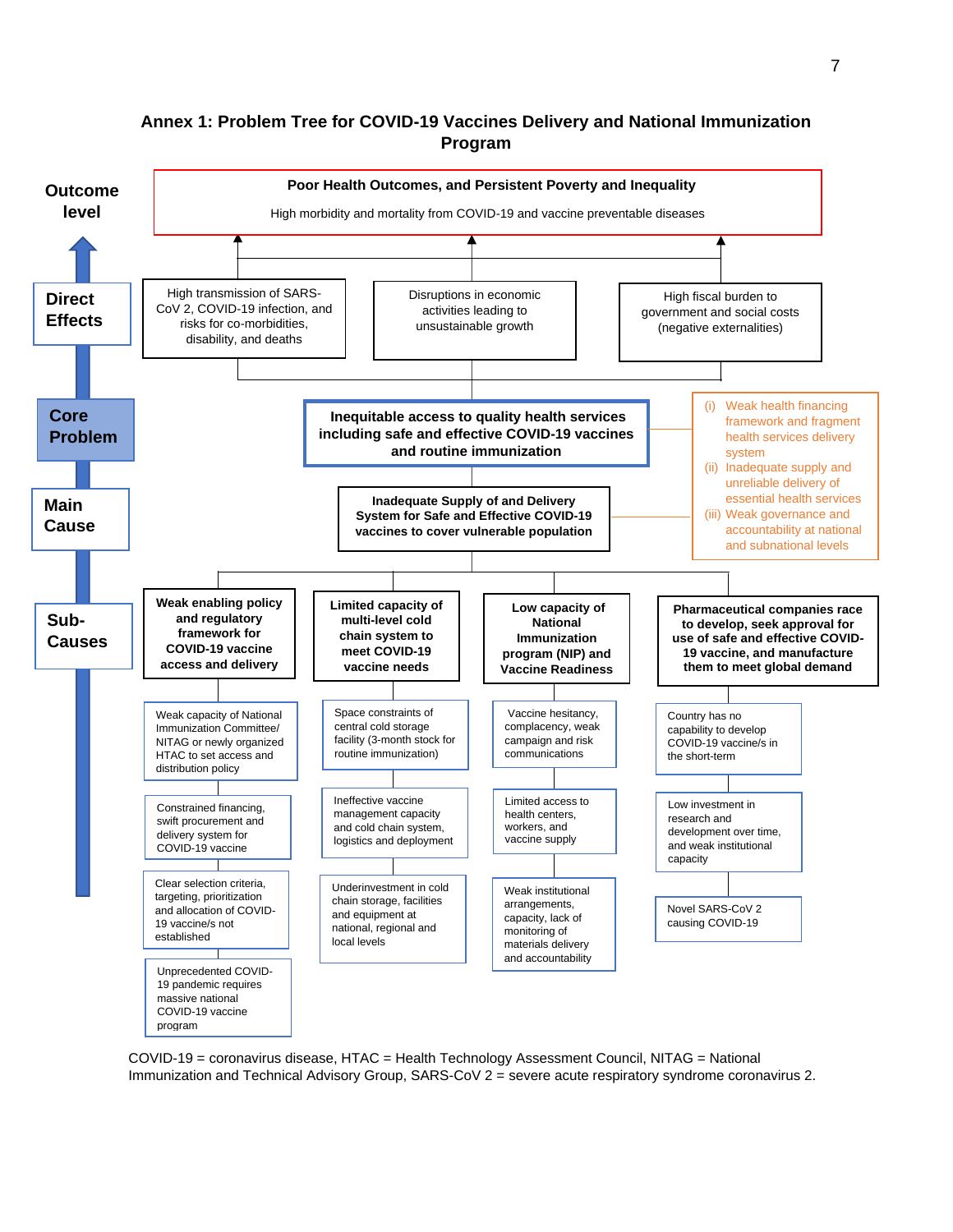## Annex 1: Problem Tree for COVID-19 Vaccines Delivery and National Immunization Program

Outcome level

**Poor Health Outcomes, and Persistent Poverty and Inequality**

High morbidity and mortality from COVID-19 and vaccine preventable diseases

Direct Effects

High transmission of SARS-CoV 2, COVID-19 infection, and risks for co-morbidities, disability, and deaths

Disruptions in economic activities leading to unsustainable growth

High fiscal burden to government and social costs (negative externalities)

Core Problem

**Inequitable access to quality health services including safe and effective COVID-19 vaccines and routine immunization**

(i) Weak health financing framework and fragment health services delivery system
(ii) Inadequate supply and unreliable delivery of essential health services
(iii) Weak governance and accountability at national and subnational levels

Main Cause

**Inadequate Supply of and Delivery System for Safe and Effective COVID-19 vaccines to cover vulnerable population**

Sub-Causes

**Weak enabling policy and regulatory framework for COVID-19 vaccine access and delivery**

- Weak capacity of National Immunization Committee/ NITAG or newly organized HTAC to set access and distribution policy
- Constrained financing, swift procurement and delivery system for COVID-19 vaccine
- Clear selection criteria, targeting, prioritization and allocation of COVID-19 vaccine/s not established
- Unprecedented COVID-19 pandemic requires massive national COVID-19 vaccine program

**Limited capacity of multi-level cold chain system to meet COVID-19 vaccine needs**

- Space constraints of central cold storage facility (3-month stock for routine immunization)
- Ineffective vaccine management capacity and cold chain system, logistics and deployment
- Underinvestment in cold chain storage, facilities and equipment at national, regional and local levels

**Low capacity of National Immunization program (NIP) and Vaccine Readiness**

- Vaccine hesitancy, complacency, weak campaign and risk communications
- Limited access to health centers, workers, and vaccine supply
- Weak institutional arrangements, capacity, lack of monitoring of materials delivery and accountability

**Pharmaceutical companies race to develop, seek approval for use of safe and effective COVID-19 vaccine, and manufacture them to meet global demand**

- Country has no capability to develop COVID-19 vaccine/s in the short-term
- Low investment in research and development over time, and weak institutional capacity
- Novel SARS-CoV 2 causing COVID-19

COVID-19 = coronavirus disease, HTAC = Health Technology Assessment Council, NITAG = National Immunization and Technical Advisory Group, SARS-CoV 2 = severe acute respiratory syndrome coronavirus 2.